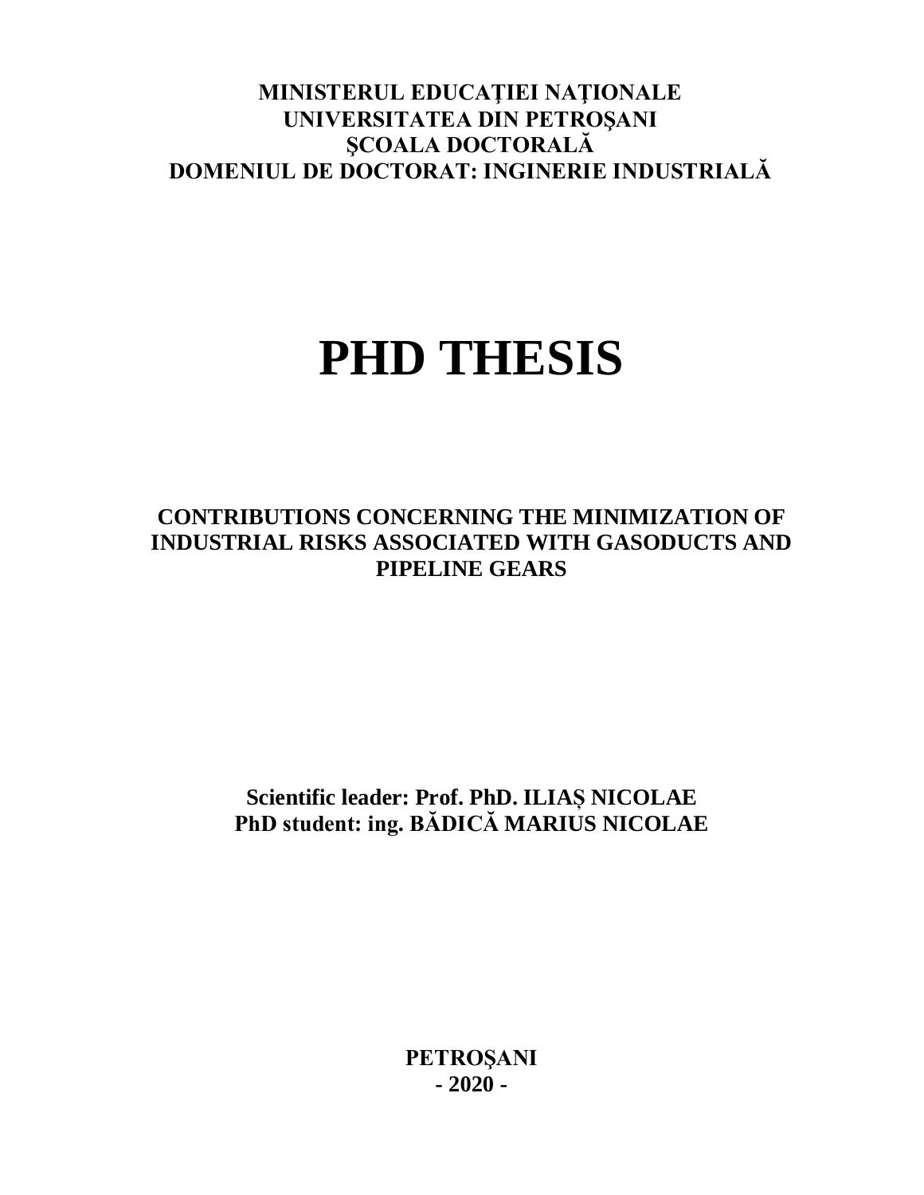**MINISTERUL EDUCAȚIEI NAȚIONALE**
**UNIVERSITATEA DIN PETROŞANI**
**ŞCOALA DOCTORALĂ**
**DOMENIUL DE DOCTORAT: INGINERIE INDUSTRIALĂ**

# PHD THESIS

## CONTRIBUTIONS CONCERNING THE MINIMIZATION OF INDUSTRIAL RISKS ASSOCIATED WITH GASODUCTS AND PIPELINE GEARS

**Scientific leader: Prof. PhD. ILIAȘ NICOLAE**
**PhD student: ing. BĂDICĂ MARIUS NICOLAE**

**PETROŞANI**
**- 2020 -**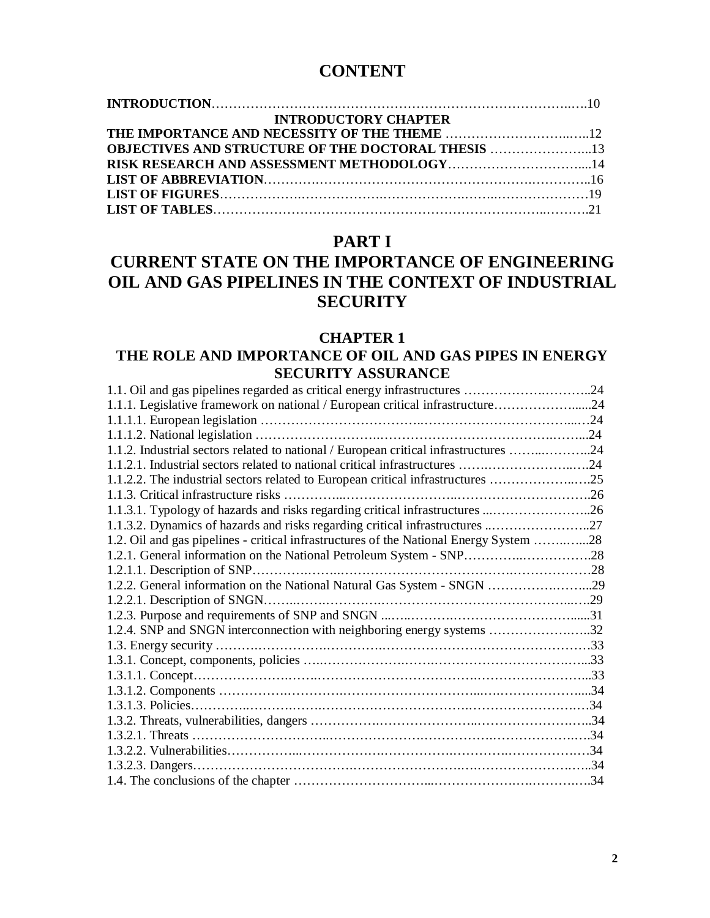# CONTENT

**INTRODUCTION**……………………………………………………………………………..….10

**INTRODUCTORY CHAPTER**

**THE IMPORTANCE AND NECESSITY OF THE THEME** ……………………..…..12

**OBJECTIVES AND STRUCTURE OF THE DOCTORAL THESIS** …………………...13

**RISK RESEARCH AND ASSESSMENT METHODOLOGY**…………………………....14

**LIST OF ABBREVIATION**……….………………………………………….…………..16

**LIST OF FIGURES**……………….……………….……………….…….…………………19

**LIST OF TABLES**…………………………………….……………………………..……….21

# PART I

# CURRENT STATE ON THE IMPORTANCE OF ENGINEERING OIL AND GAS PIPELINES IN THE CONTEXT OF INDUSTRIAL SECURITY

## CHAPTER 1

## THE ROLE AND IMPORTANCE OF OIL AND GAS PIPES IN ENERGY SECURITY ASSURANCE

1.1. Oil and gas pipelines regarded as critical energy infrastructures …………….………..24
1.1.1. Legislative framework on national / European critical infrastructure………………......24
1.1.1.1. European legislation ……………………………..………………………...…24
1.1.1.2. National legislation ………………………..…………………………….……...24
1.1.2. Industrial sectors related to national / European critical infrastructures ……..………..24
1.1.2.1. Industrial sectors related to national critical infrastructures …….………………..….24
1.1.2.2. The industrial sectors related to European critical infrastructures ………………..….25
1.1.3. Critical infrastructure risks …………...……………………..………………………..26
1.1.3.1. Typology of hazards and risks regarding critical infrastructures ...…………………..26
1.1.3.2. Dynamics of hazards and risks regarding critical infrastructures ..…………………..27
1.2. Oil and gas pipelines - critical infrastructures of the National Energy System ……..…...28
1.2.1. General information on the National Petroleum System - SNP…………..…………….28
1.2.1.1. Description of SNP……………..…………………………………….…………….28
1.2.2. General information on the National Natural Gas System - SNGN ……………..……..29
1.2.2.1. Description of SNGN……...……………………………………………………..…..29
1.2.3. Purpose and requirements of SNP and SNGN ...…..……….………………………......31
1.2.4. SNP and SNGN interconnection with neighboring energy systems ………………..…..32
1.3. Energy security ……….…………….……………………………………………………33
1.3.1. Concept, components, policies …..……………….…….…………………………..…...33
1.3.1.1. Concept…………………..….…………………………….……………………….....33
1.3.1.2. Components ……………..………..………………………...….…………………....34
1.3.1.3. Policies…………..……….……………………………….……………………….…34
1.3.2. Threats, vulnerabilities, dangers …………….…………………..…………………….…..34
1.3.2.1. Threats ………………………..…………..…………………….………………….….34
1.3.2.2. Vulnerabilities……………...……………….…………….………….…………….….34
1.3.2.3. Dangers……………………………….…………………….……………………….…..34
1.4. The conclusions of the chapter …………………………...………………….…………….34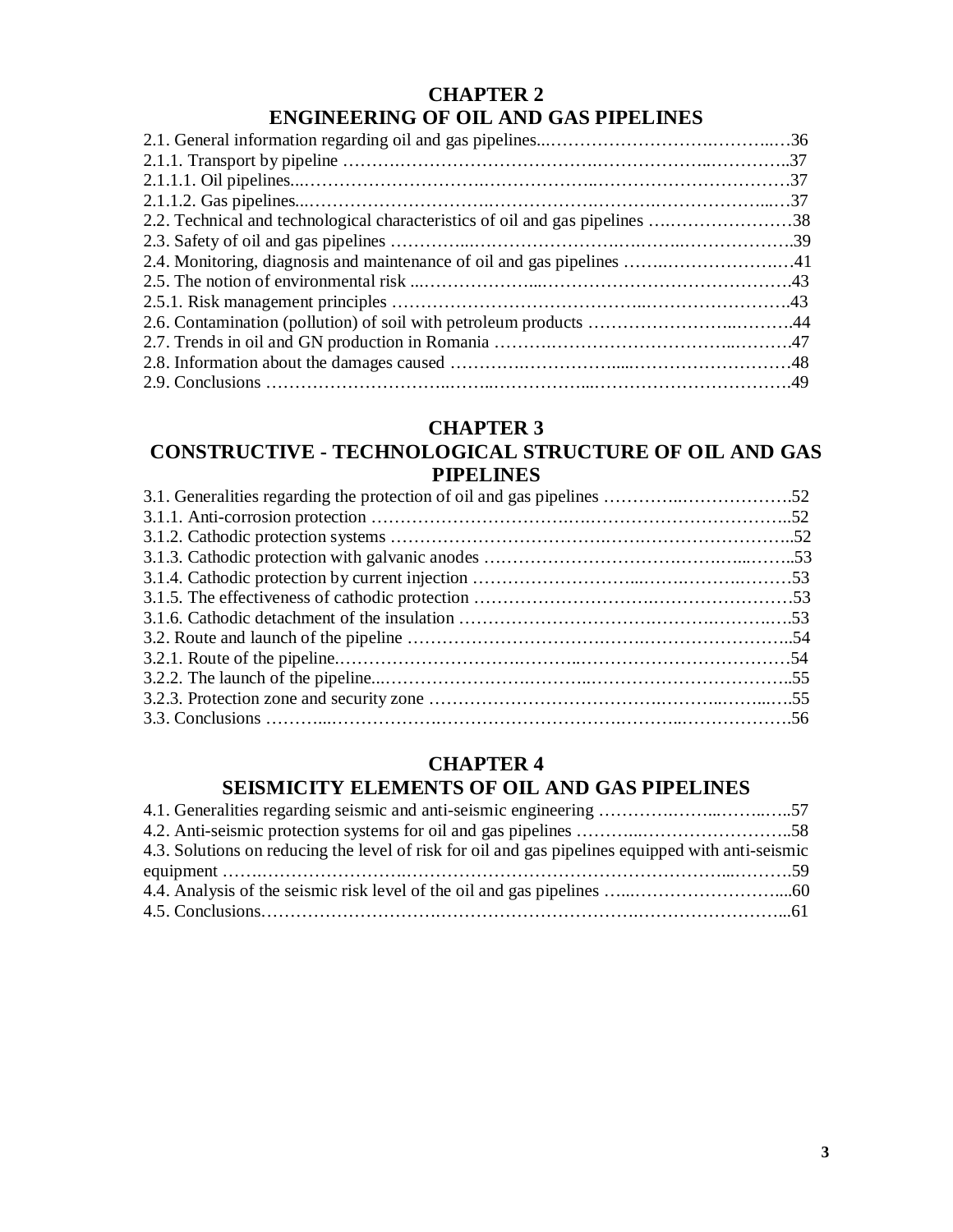## CHAPTER 2
## ENGINEERING OF OIL AND GAS PIPELINES

2.1. General information regarding oil and gas pipelines....36
2.1.1. Transport by pipeline ....37
2.1.1.1. Oil pipelines....37
2.1.1.2. Gas pipelines....37
2.2. Technical and technological characteristics of oil and gas pipelines ....38
2.3. Safety of oil and gas pipelines ....39
2.4. Monitoring, diagnosis and maintenance of oil and gas pipelines ....41
2.5. The notion of environmental risk ....43
2.5.1. Risk management principles ....43
2.6. Contamination (pollution) of soil with petroleum products ....44
2.7. Trends in oil and GN production in Romania ....47
2.8. Information about the damages caused ....48
2.9. Conclusions ....49

## CHAPTER 3
## CONSTRUCTIVE - TECHNOLOGICAL STRUCTURE OF OIL AND GAS PIPELINES

3.1. Generalities regarding the protection of oil and gas pipelines ....52
3.1.1. Anti-corrosion protection ....52
3.1.2. Cathodic protection systems ....52
3.1.3. Cathodic protection with galvanic anodes ....53
3.1.4. Cathodic protection by current injection ....53
3.1.5. The effectiveness of cathodic protection ....53
3.1.6. Cathodic detachment of the insulation ....53
3.2. Route and launch of the pipeline ....54
3.2.1. Route of the pipeline....54
3.2.2. The launch of the pipeline....55
3.2.3. Protection zone and security zone ....55
3.3. Conclusions ....56

## CHAPTER 4
## SEISMICITY ELEMENTS OF OIL AND GAS PIPELINES

4.1. Generalities regarding seismic and anti-seismic engineering ....57
4.2. Anti-seismic protection systems for oil and gas pipelines ....58
4.3. Solutions on reducing the level of risk for oil and gas pipelines equipped with anti-seismic equipment ....59
4.4. Analysis of the seismic risk level of the oil and gas pipelines ....60
4.5. Conclusions....61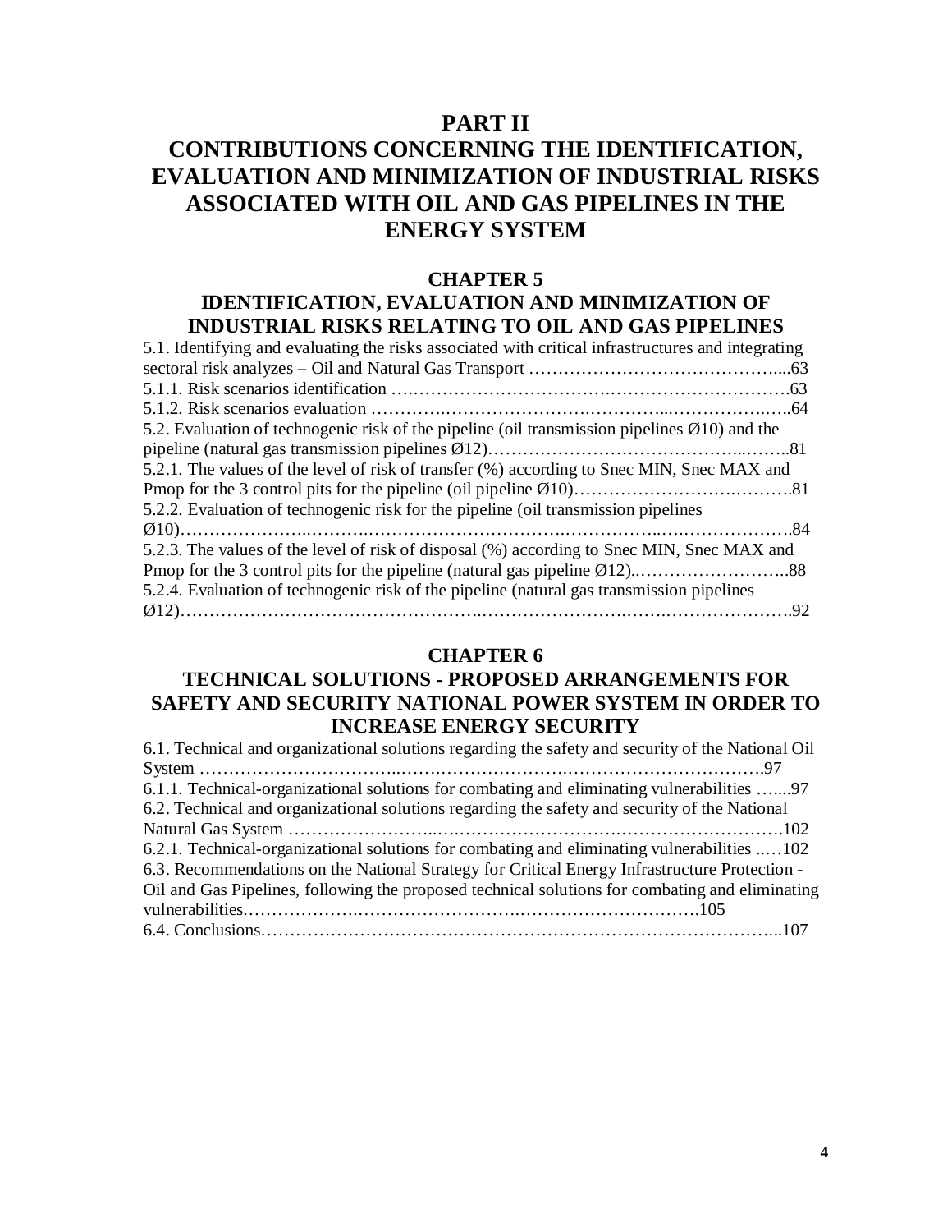# PART II
# CONTRIBUTIONS CONCERNING THE IDENTIFICATION, EVALUATION AND MINIMIZATION OF INDUSTRIAL RISKS ASSOCIATED WITH OIL AND GAS PIPELINES IN THE ENERGY SYSTEM

## CHAPTER 5
## IDENTIFICATION, EVALUATION AND MINIMIZATION OF INDUSTRIAL RISKS RELATING TO OIL AND GAS PIPELINES

5.1. Identifying and evaluating the risks associated with critical infrastructures and integrating sectoral risk analyzes – Oil and Natural Gas Transport ……………………………………....63
5.1.1. Risk scenarios identification ….…………………………….………………………….63
5.1.2. Risk scenarios evaluation ……….…………………….………...……………..…..64
5.2. Evaluation of technogenic risk of the pipeline (oil transmission pipelines Ø10) and the pipeline (natural gas transmission pipelines Ø12)……………………………………...……..81
5.2.1. The values of the level of risk of transfer (%) according to Snec MIN, Snec MAX and Pmop for the 3 control pits for the pipeline (oil pipeline Ø10)…………………….……….81
5.2.2. Evaluation of technogenic risk for the pipeline (oil transmission pipelines Ø10)………………...……….…………………………..……………..…..……………….84
5.2.3. The values of the level of risk of disposal (%) according to Snec MIN, Snec MAX and Pmop for the 3 control pits for the pipeline (natural gas pipeline Ø12)..……………………..88
5.2.4. Evaluation of technogenic risk of the pipeline (natural gas transmission pipelines Ø12)…………………………………………..…………………….…….…………………..92

## CHAPTER 6
## TECHNICAL SOLUTIONS - PROPOSED ARRANGEMENTS FOR SAFETY AND SECURITY NATIONAL POWER SYSTEM IN ORDER TO INCREASE ENERGY SECURITY

6.1. Technical and organizational solutions regarding the safety and security of the National Oil System …………………………..….…………………….…………………………….97
6.1.1. Technical-organizational solutions for combating and eliminating vulnerabilities …....97
6.2. Technical and organizational solutions regarding the safety and security of the National Natural Gas System ……………………..…………………….………………………….102
6.2.1. Technical-organizational solutions for combating and eliminating vulnerabilities ..…102
6.3. Recommendations on the National Strategy for Critical Energy Infrastructure Protection - Oil and Gas Pipelines, following the proposed technical solutions for combating and eliminating vulnerabilities.……………….…………………….………………………….105
6.4. Conclusions…………………………………………………………………………...107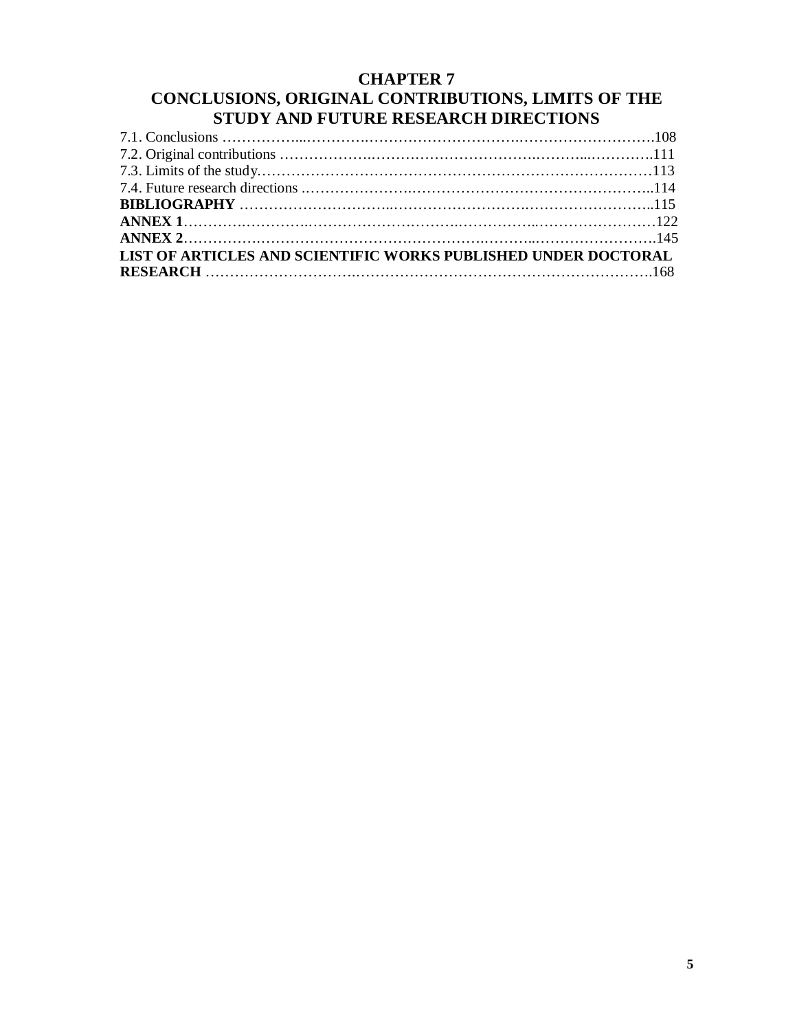**CHAPTER 7**
**CONCLUSIONS, ORIGINAL CONTRIBUTIONS, LIMITS OF THE STUDY AND FUTURE RESEARCH DIRECTIONS**

7.1. Conclusions ……………..……………………………………….……………………….108
7.2. Original contributions ……………….………………………….……….……...………….111
7.3. Limits of the study.……………………………………………………………………113
7.4. Future research directions .…………………….………………………………………..114
**BIBLIOGRAPHY** ………………………..………………………….……………………...115
**ANNEX 1**……………………..…………………………….……………..……………………122
**ANNEX 2**…………………………………………………….………..……………………….145
**LIST OF ARTICLES AND SCIENTIFIC WORKS PUBLISHED UNDER DOCTORAL RESEARCH** ………………………….…………………….………………………………….168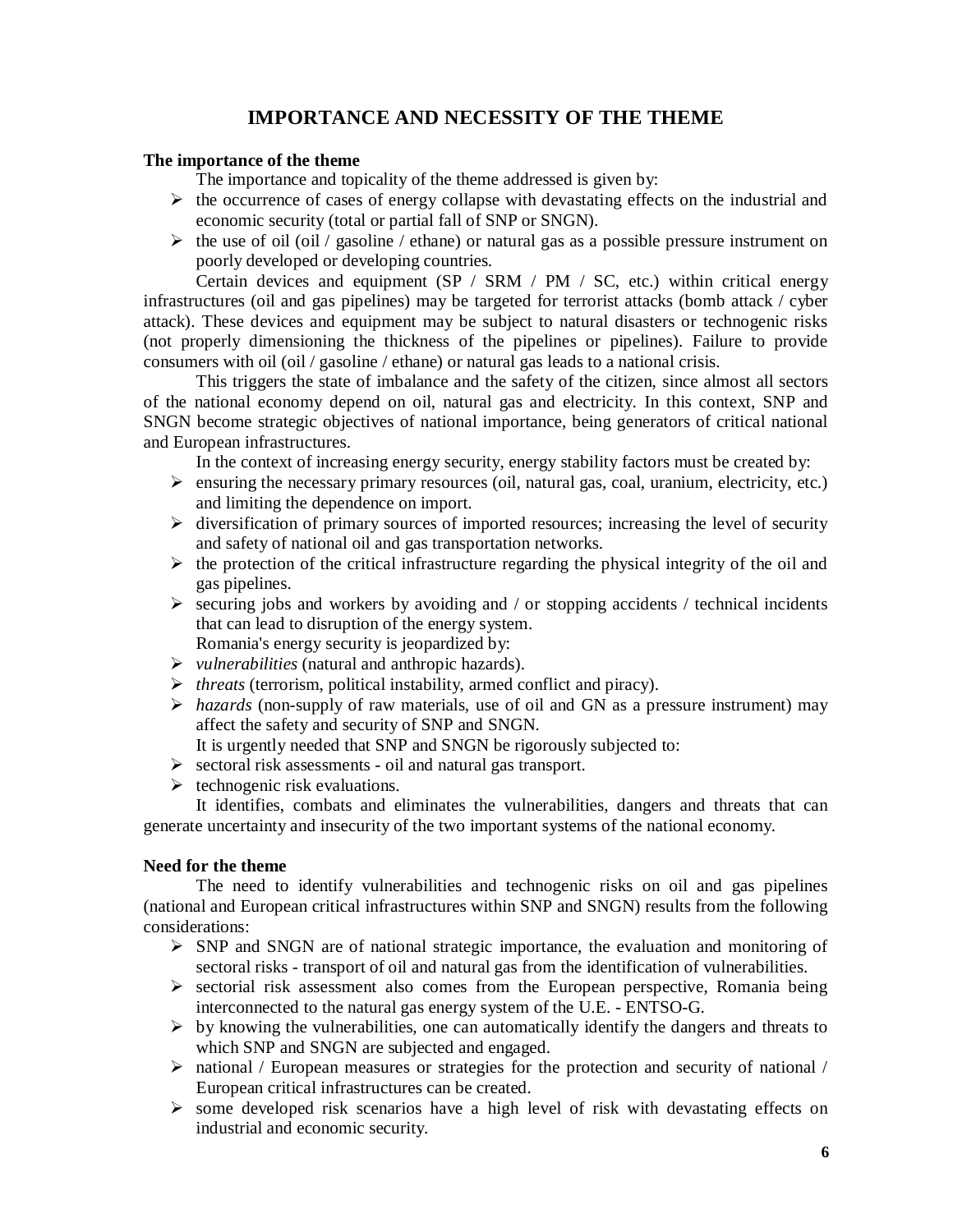# IMPORTANCE AND NECESSITY OF THE THEME

**The importance of the theme**

The importance and topicality of the theme addressed is given by:

- the occurrence of cases of energy collapse with devastating effects on the industrial and economic security (total or partial fall of SNP or SNGN).
- the use of oil (oil / gasoline / ethane) or natural gas as a possible pressure instrument on poorly developed or developing countries.

Certain devices and equipment (SP / SRM / PM / SC, etc.) within critical energy infrastructures (oil and gas pipelines) may be targeted for terrorist attacks (bomb attack / cyber attack). These devices and equipment may be subject to natural disasters or technogenic risks (not properly dimensioning the thickness of the pipelines or pipelines). Failure to provide consumers with oil (oil / gasoline / ethane) or natural gas leads to a national crisis.

This triggers the state of imbalance and the safety of the citizen, since almost all sectors of the national economy depend on oil, natural gas and electricity. In this context, SNP and SNGN become strategic objectives of national importance, being generators of critical national and European infrastructures.

In the context of increasing energy security, energy stability factors must be created by:

- ensuring the necessary primary resources (oil, natural gas, coal, uranium, electricity, etc.) and limiting the dependence on import.
- diversification of primary sources of imported resources; increasing the level of security and safety of national oil and gas transportation networks.
- the protection of the critical infrastructure regarding the physical integrity of the oil and gas pipelines.
- securing jobs and workers by avoiding and / or stopping accidents / technical incidents that can lead to disruption of the energy system.

Romania's energy security is jeopardized by:

- *vulnerabilities* (natural and anthropic hazards).
- *threats* (terrorism, political instability, armed conflict and piracy).
- *hazards* (non-supply of raw materials, use of oil and GN as a pressure instrument) may affect the safety and security of SNP and SNGN.

It is urgently needed that SNP and SNGN be rigorously subjected to:

- sectoral risk assessments - oil and natural gas transport.
- technogenic risk evaluations.

It identifies, combats and eliminates the vulnerabilities, dangers and threats that can generate uncertainty and insecurity of the two important systems of the national economy.

**Need for the theme**

The need to identify vulnerabilities and technogenic risks on oil and gas pipelines (national and European critical infrastructures within SNP and SNGN) results from the following considerations:

- SNP and SNGN are of national strategic importance, the evaluation and monitoring of sectoral risks - transport of oil and natural gas from the identification of vulnerabilities.
- sectorial risk assessment also comes from the European perspective, Romania being interconnected to the natural gas energy system of the U.E. - ENTSO-G.
- by knowing the vulnerabilities, one can automatically identify the dangers and threats to which SNP and SNGN are subjected and engaged.
- national / European measures or strategies for the protection and security of national / European critical infrastructures can be created.
- some developed risk scenarios have a high level of risk with devastating effects on industrial and economic security.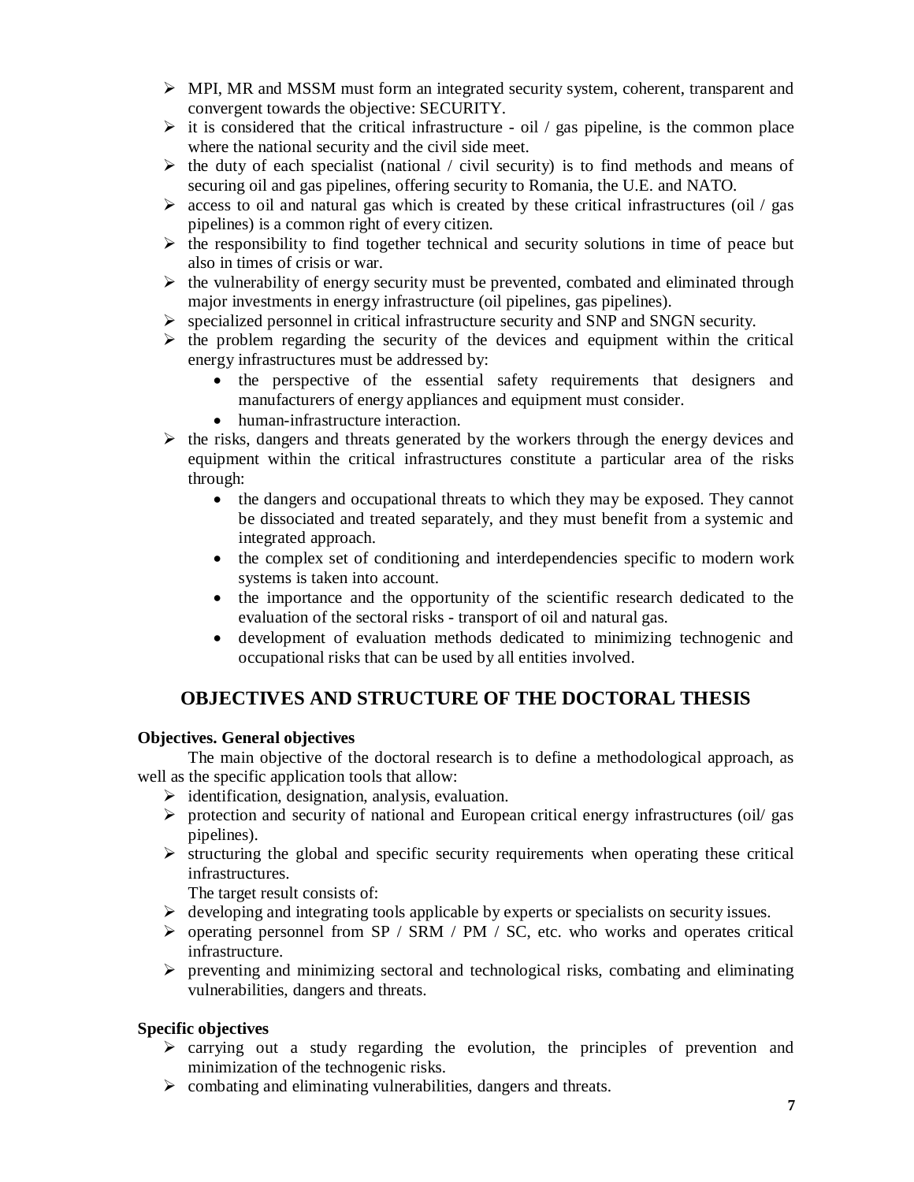- MPI, MR and MSSM must form an integrated security system, coherent, transparent and convergent towards the objective: SECURITY.
- it is considered that the critical infrastructure - oil / gas pipeline, is the common place where the national security and the civil side meet.
- the duty of each specialist (national / civil security) is to find methods and means of securing oil and gas pipelines, offering security to Romania, the U.E. and NATO.
- access to oil and natural gas which is created by these critical infrastructures (oil / gas pipelines) is a common right of every citizen.
- the responsibility to find together technical and security solutions in time of peace but also in times of crisis or war.
- the vulnerability of energy security must be prevented, combated and eliminated through major investments in energy infrastructure (oil pipelines, gas pipelines).
- specialized personnel in critical infrastructure security and SNP and SNGN security.
- the problem regarding the security of the devices and equipment within the critical energy infrastructures must be addressed by:
  - the perspective of the essential safety requirements that designers and manufacturers of energy appliances and equipment must consider.
  - human-infrastructure interaction.
- the risks, dangers and threats generated by the workers through the energy devices and equipment within the critical infrastructures constitute a particular area of the risks through:
  - the dangers and occupational threats to which they may be exposed. They cannot be dissociated and treated separately, and they must benefit from a systemic and integrated approach.
  - the complex set of conditioning and interdependencies specific to modern work systems is taken into account.
  - the importance and the opportunity of the scientific research dedicated to the evaluation of the sectoral risks - transport of oil and natural gas.
  - development of evaluation methods dedicated to minimizing technogenic and occupational risks that can be used by all entities involved.

## OBJECTIVES AND STRUCTURE OF THE DOCTORAL THESIS

**Objectives. General objectives**

The main objective of the doctoral research is to define a methodological approach, as well as the specific application tools that allow:

- identification, designation, analysis, evaluation.
- protection and security of national and European critical energy infrastructures (oil/ gas pipelines).
- structuring the global and specific security requirements when operating these critical infrastructures.

The target result consists of:

- developing and integrating tools applicable by experts or specialists on security issues.
- operating personnel from SP / SRM / PM / SC, etc. who works and operates critical infrastructure.
- preventing and minimizing sectoral and technological risks, combating and eliminating vulnerabilities, dangers and threats.

**Specific objectives**

- carrying out a study regarding the evolution, the principles of prevention and minimization of the technogenic risks.
- combating and eliminating vulnerabilities, dangers and threats.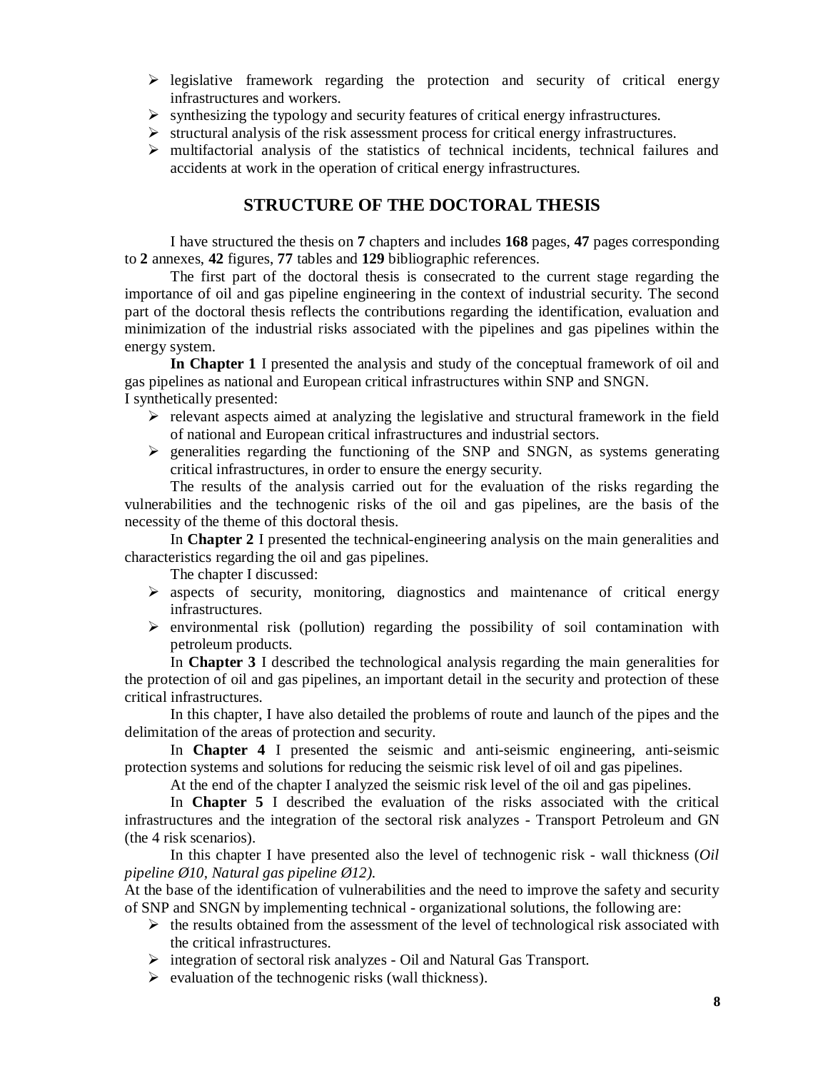- legislative framework regarding the protection and security of critical energy infrastructures and workers.
- synthesizing the typology and security features of critical energy infrastructures.
- structural analysis of the risk assessment process for critical energy infrastructures.
- multifactorial analysis of the statistics of technical incidents, technical failures and accidents at work in the operation of critical energy infrastructures.

## STRUCTURE OF THE DOCTORAL THESIS

I have structured the thesis on **7** chapters and includes **168** pages, **47** pages corresponding to **2** annexes, **42** figures, **77** tables and **129** bibliographic references.

The first part of the doctoral thesis is consecrated to the current stage regarding the importance of oil and gas pipeline engineering in the context of industrial security. The second part of the doctoral thesis reflects the contributions regarding the identification, evaluation and minimization of the industrial risks associated with the pipelines and gas pipelines within the energy system.

**In Chapter 1** I presented the analysis and study of the conceptual framework of oil and gas pipelines as national and European critical infrastructures within SNP and SNGN.
I synthetically presented:

- relevant aspects aimed at analyzing the legislative and structural framework in the field of national and European critical infrastructures and industrial sectors.
- generalities regarding the functioning of the SNP and SNGN, as systems generating critical infrastructures, in order to ensure the energy security.

The results of the analysis carried out for the evaluation of the risks regarding the vulnerabilities and the technogenic risks of the oil and gas pipelines, are the basis of the necessity of the theme of this doctoral thesis.

In **Chapter 2** I presented the technical-engineering analysis on the main generalities and characteristics regarding the oil and gas pipelines.

The chapter I discussed:

- aspects of security, monitoring, diagnostics and maintenance of critical energy infrastructures.
- environmental risk (pollution) regarding the possibility of soil contamination with petroleum products.

In **Chapter 3** I described the technological analysis regarding the main generalities for the protection of oil and gas pipelines, an important detail in the security and protection of these critical infrastructures.

In this chapter, I have also detailed the problems of route and launch of the pipes and the delimitation of the areas of protection and security.

In **Chapter 4** I presented the seismic and anti-seismic engineering, anti-seismic protection systems and solutions for reducing the seismic risk level of oil and gas pipelines.

At the end of the chapter I analyzed the seismic risk level of the oil and gas pipelines.

In **Chapter 5** I described the evaluation of the risks associated with the critical infrastructures and the integration of the sectoral risk analyzes - Transport Petroleum and GN (the 4 risk scenarios).

In this chapter I have presented also the level of technogenic risk - wall thickness (*Oil pipeline Ø10, Natural gas pipeline Ø12).*
At the base of the identification of vulnerabilities and the need to improve the safety and security of SNP and SNGN by implementing technical - organizational solutions, the following are:

- the results obtained from the assessment of the level of technological risk associated with the critical infrastructures.
- integration of sectoral risk analyzes - Oil and Natural Gas Transport.
- evaluation of the technogenic risks (wall thickness).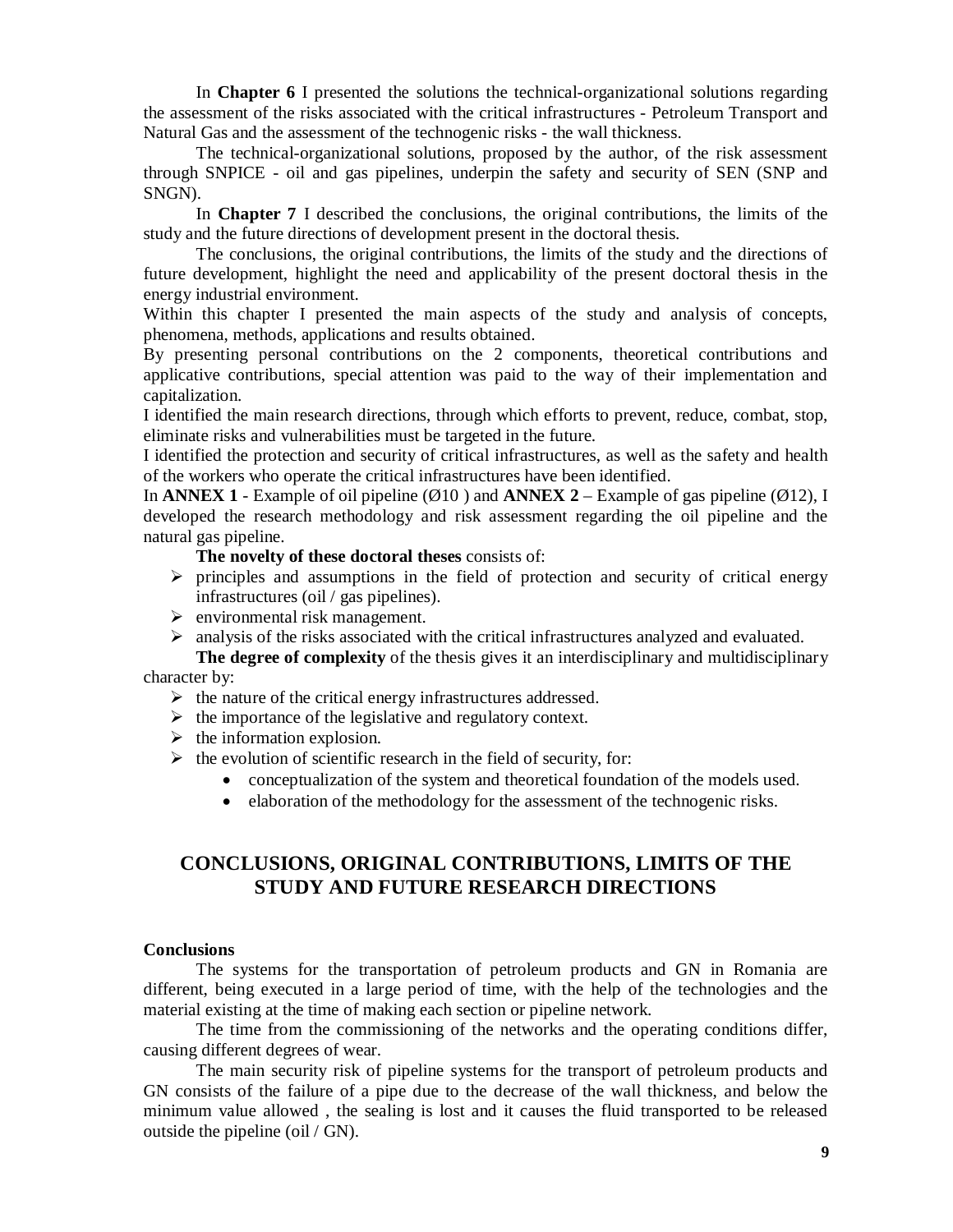In **Chapter 6** I presented the solutions the technical-organizational solutions regarding the assessment of the risks associated with the critical infrastructures - Petroleum Transport and Natural Gas and the assessment of the technogenic risks - the wall thickness.

The technical-organizational solutions, proposed by the author, of the risk assessment through SNPICE - oil and gas pipelines, underpin the safety and security of SEN (SNP and SNGN).

In **Chapter 7** I described the conclusions, the original contributions, the limits of the study and the future directions of development present in the doctoral thesis.

The conclusions, the original contributions, the limits of the study and the directions of future development, highlight the need and applicability of the present doctoral thesis in the energy industrial environment.

Within this chapter I presented the main aspects of the study and analysis of concepts, phenomena, methods, applications and results obtained.

By presenting personal contributions on the 2 components, theoretical contributions and applicative contributions, special attention was paid to the way of their implementation and capitalization.

I identified the main research directions, through which efforts to prevent, reduce, combat, stop, eliminate risks and vulnerabilities must be targeted in the future.

I identified the protection and security of critical infrastructures, as well as the safety and health of the workers who operate the critical infrastructures have been identified.

In **ANNEX 1** - Example of oil pipeline (Ø10 ) and **ANNEX 2** – Example of gas pipeline (Ø12), I developed the research methodology and risk assessment regarding the oil pipeline and the natural gas pipeline.

**The novelty of these doctoral theses** consists of:

- principles and assumptions in the field of protection and security of critical energy infrastructures (oil / gas pipelines).
- environmental risk management.
- analysis of the risks associated with the critical infrastructures analyzed and evaluated.

**The degree of complexity** of the thesis gives it an interdisciplinary and multidisciplinary character by:

- the nature of the critical energy infrastructures addressed.
- the importance of the legislative and regulatory context.
- the information explosion.
- the evolution of scientific research in the field of security, for:
  - conceptualization of the system and theoretical foundation of the models used.
  - elaboration of the methodology for the assessment of the technogenic risks.

## CONCLUSIONS, ORIGINAL CONTRIBUTIONS, LIMITS OF THE STUDY AND FUTURE RESEARCH DIRECTIONS

**Conclusions**

The systems for the transportation of petroleum products and GN in Romania are different, being executed in a large period of time, with the help of the technologies and the material existing at the time of making each section or pipeline network.

The time from the commissioning of the networks and the operating conditions differ, causing different degrees of wear.

The main security risk of pipeline systems for the transport of petroleum products and GN consists of the failure of a pipe due to the decrease of the wall thickness, and below the minimum value allowed , the sealing is lost and it causes the fluid transported to be released outside the pipeline (oil / GN).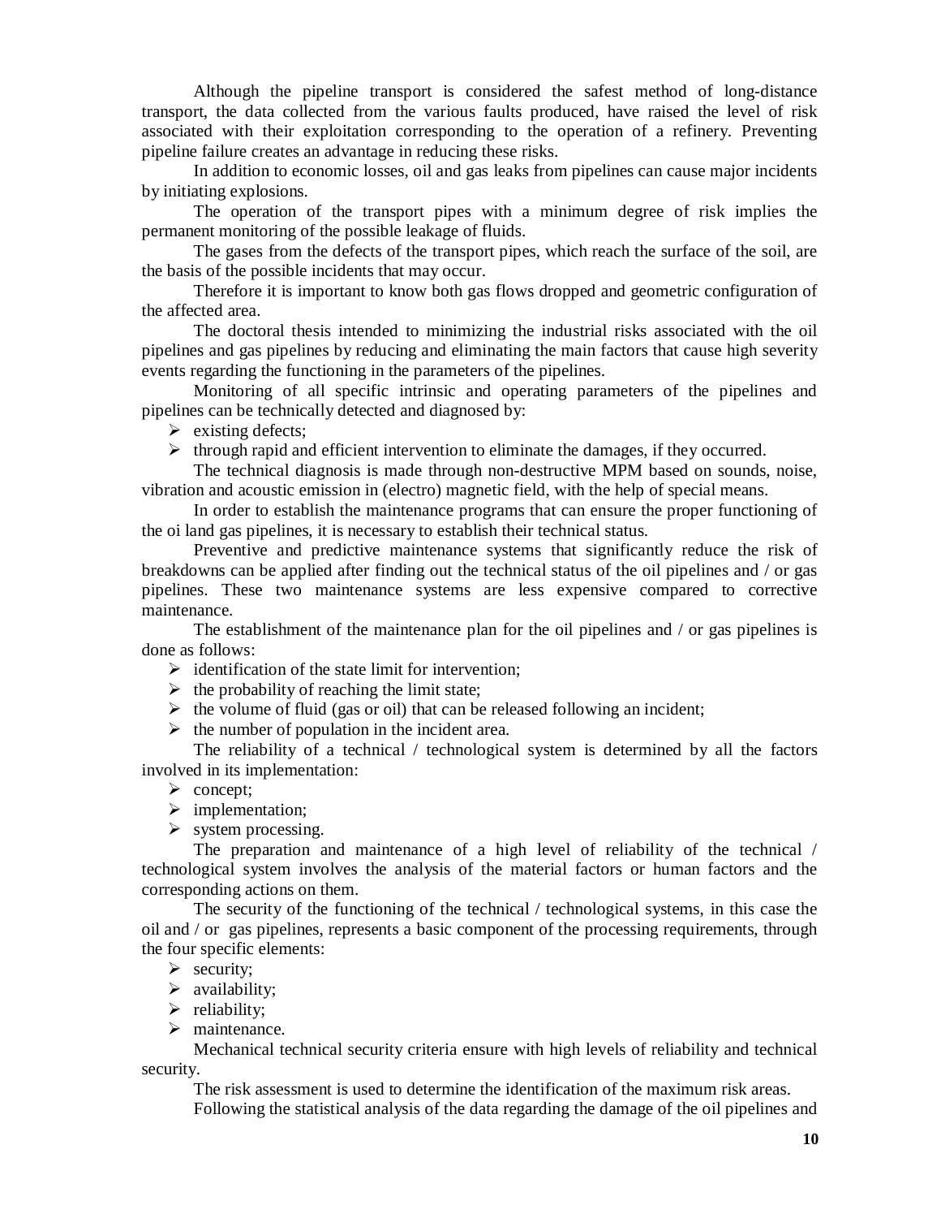Although the pipeline transport is considered the safest method of long-distance transport, the data collected from the various faults produced, have raised the level of risk associated with their exploitation corresponding to the operation of a refinery. Preventing pipeline failure creates an advantage in reducing these risks.

In addition to economic losses, oil and gas leaks from pipelines can cause major incidents by initiating explosions.

The operation of the transport pipes with a minimum degree of risk implies the permanent monitoring of the possible leakage of fluids.

The gases from the defects of the transport pipes, which reach the surface of the soil, are the basis of the possible incidents that may occur.

Therefore it is important to know both gas flows dropped and geometric configuration of the affected area.

The doctoral thesis intended to minimizing the industrial risks associated with the oil pipelines and gas pipelines by reducing and eliminating the main factors that cause high severity events regarding the functioning in the parameters of the pipelines.

Monitoring of all specific intrinsic and operating parameters of the pipelines and pipelines can be technically detected and diagnosed by:

- existing defects;
- through rapid and efficient intervention to eliminate the damages, if they occurred.

The technical diagnosis is made through non-destructive MPM based on sounds, noise, vibration and acoustic emission in (electro) magnetic field, with the help of special means.

In order to establish the maintenance programs that can ensure the proper functioning of the oi land gas pipelines, it is necessary to establish their technical status.

Preventive and predictive maintenance systems that significantly reduce the risk of breakdowns can be applied after finding out the technical status of the oil pipelines and / or gas pipelines. These two maintenance systems are less expensive compared to corrective maintenance.

The establishment of the maintenance plan for the oil pipelines and / or gas pipelines is done as follows:

- identification of the state limit for intervention;
- the probability of reaching the limit state;
- the volume of fluid (gas or oil) that can be released following an incident;
- the number of population in the incident area.

The reliability of a technical / technological system is determined by all the factors involved in its implementation:

- concept;
- implementation;
- system processing.

The preparation and maintenance of a high level of reliability of the technical / technological system involves the analysis of the material factors or human factors and the corresponding actions on them.

The security of the functioning of the technical / technological systems, in this case the oil and / or gas pipelines, represents a basic component of the processing requirements, through the four specific elements:

- security;
- availability;
- reliability;
- maintenance.

Mechanical technical security criteria ensure with high levels of reliability and technical security.

The risk assessment is used to determine the identification of the maximum risk areas.

Following the statistical analysis of the data regarding the damage of the oil pipelines and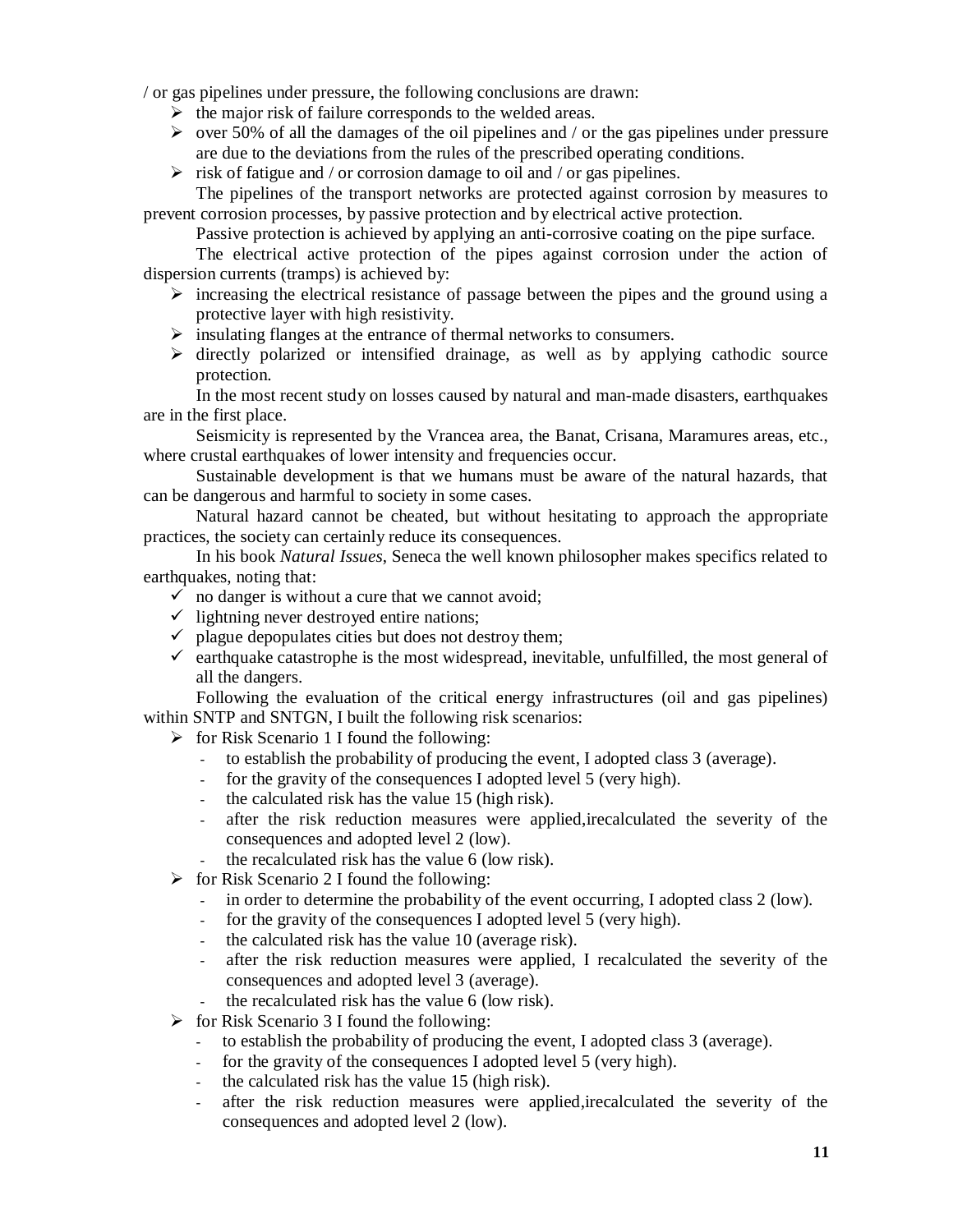/ or gas pipelines under pressure, the following conclusions are drawn:

- the major risk of failure corresponds to the welded areas.
- over 50% of all the damages of the oil pipelines and / or the gas pipelines under pressure are due to the deviations from the rules of the prescribed operating conditions.
- risk of fatigue and / or corrosion damage to oil and / or gas pipelines.

The pipelines of the transport networks are protected against corrosion by measures to prevent corrosion processes, by passive protection and by electrical active protection.

Passive protection is achieved by applying an anti-corrosive coating on the pipe surface.

The electrical active protection of the pipes against corrosion under the action of dispersion currents (tramps) is achieved by:

- increasing the electrical resistance of passage between the pipes and the ground using a protective layer with high resistivity.
- insulating flanges at the entrance of thermal networks to consumers.
- directly polarized or intensified drainage, as well as by applying cathodic source protection.

In the most recent study on losses caused by natural and man-made disasters, earthquakes are in the first place.

Seismicity is represented by the Vrancea area, the Banat, Crisana, Maramures areas, etc., where crustal earthquakes of lower intensity and frequencies occur.

Sustainable development is that we humans must be aware of the natural hazards, that can be dangerous and harmful to society in some cases.

Natural hazard cannot be cheated, but without hesitating to approach the appropriate practices, the society can certainly reduce its consequences.

In his book *Natural Issues*, Seneca the well known philosopher makes specifics related to earthquakes, noting that:

- no danger is without a cure that we cannot avoid;
- lightning never destroyed entire nations;
- plague depopulates cities but does not destroy them;
- earthquake catastrophe is the most widespread, inevitable, unfulfilled, the most general of all the dangers.

Following the evaluation of the critical energy infrastructures (oil and gas pipelines) within SNTP and SNTGN, I built the following risk scenarios:

- for Risk Scenario 1 I found the following:
  - to establish the probability of producing the event, I adopted class 3 (average).
  - for the gravity of the consequences I adopted level 5 (very high).
  - the calculated risk has the value 15 (high risk).
  - after the risk reduction measures were applied,irecalculated the severity of the consequences and adopted level 2 (low).
  - the recalculated risk has the value 6 (low risk).
- for Risk Scenario 2 I found the following:
  - in order to determine the probability of the event occurring, I adopted class 2 (low).
  - for the gravity of the consequences I adopted level 5 (very high).
  - the calculated risk has the value 10 (average risk).
  - after the risk reduction measures were applied, I recalculated the severity of the consequences and adopted level 3 (average).
  - the recalculated risk has the value 6 (low risk).
- for Risk Scenario 3 I found the following:
  - to establish the probability of producing the event, I adopted class 3 (average).
  - for the gravity of the consequences I adopted level 5 (very high).
  - the calculated risk has the value 15 (high risk).
  - after the risk reduction measures were applied,irecalculated the severity of the consequences and adopted level 2 (low).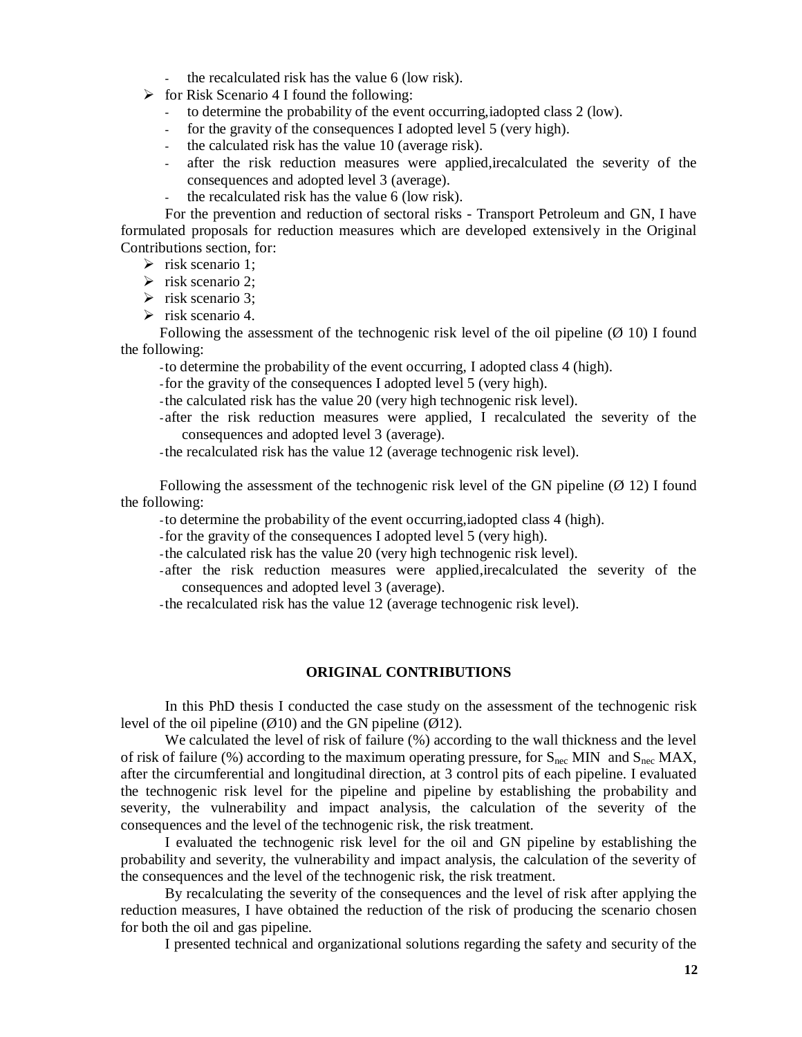- the recalculated risk has the value 6 (low risk).

- for Risk Scenario 4 I found the following:
  - to determine the probability of the event occurring,iadopted class 2 (low).
  - for the gravity of the consequences I adopted level 5 (very high).
  - the calculated risk has the value 10 (average risk).
  - after the risk reduction measures were applied,irecalculated the severity of the consequences and adopted level 3 (average).
  - the recalculated risk has the value 6 (low risk).

For the prevention and reduction of sectoral risks - Transport Petroleum and GN, I have formulated proposals for reduction measures which are developed extensively in the Original Contributions section, for:

- risk scenario 1;
- risk scenario 2;
- risk scenario 3;
- risk scenario 4.

Following the assessment of the technogenic risk level of the oil pipeline (Ø 10) I found the following:

- to determine the probability of the event occurring, I adopted class 4 (high).
- for the gravity of the consequences I adopted level 5 (very high).
- the calculated risk has the value 20 (very high technogenic risk level).
- after the risk reduction measures were applied, I recalculated the severity of the consequences and adopted level 3 (average).
- the recalculated risk has the value 12 (average technogenic risk level).

Following the assessment of the technogenic risk level of the GN pipeline (Ø 12) I found the following:

- to determine the probability of the event occurring,iadopted class 4 (high).
- for the gravity of the consequences I adopted level 5 (very high).
- the calculated risk has the value 20 (very high technogenic risk level).
- after the risk reduction measures were applied,irecalculated the severity of the consequences and adopted level 3 (average).
- the recalculated risk has the value 12 (average technogenic risk level).

## ORIGINAL CONTRIBUTIONS

In this PhD thesis I conducted the case study on the assessment of the technogenic risk level of the oil pipeline (Ø10) and the GN pipeline (Ø12).

We calculated the level of risk of failure (%) according to the wall thickness and the level of risk of failure (%) according to the maximum operating pressure, for $S_{nec}$ MIN and $S_{nec}$ MAX, after the circumferential and longitudinal direction, at 3 control pits of each pipeline. I evaluated the technogenic risk level for the pipeline and pipeline by establishing the probability and severity, the vulnerability and impact analysis, the calculation of the severity of the consequences and the level of the technogenic risk, the risk treatment.

I evaluated the technogenic risk level for the oil and GN pipeline by establishing the probability and severity, the vulnerability and impact analysis, the calculation of the severity of the consequences and the level of the technogenic risk, the risk treatment.

By recalculating the severity of the consequences and the level of risk after applying the reduction measures, I have obtained the reduction of the risk of producing the scenario chosen for both the oil and gas pipeline.

I presented technical and organizational solutions regarding the safety and security of the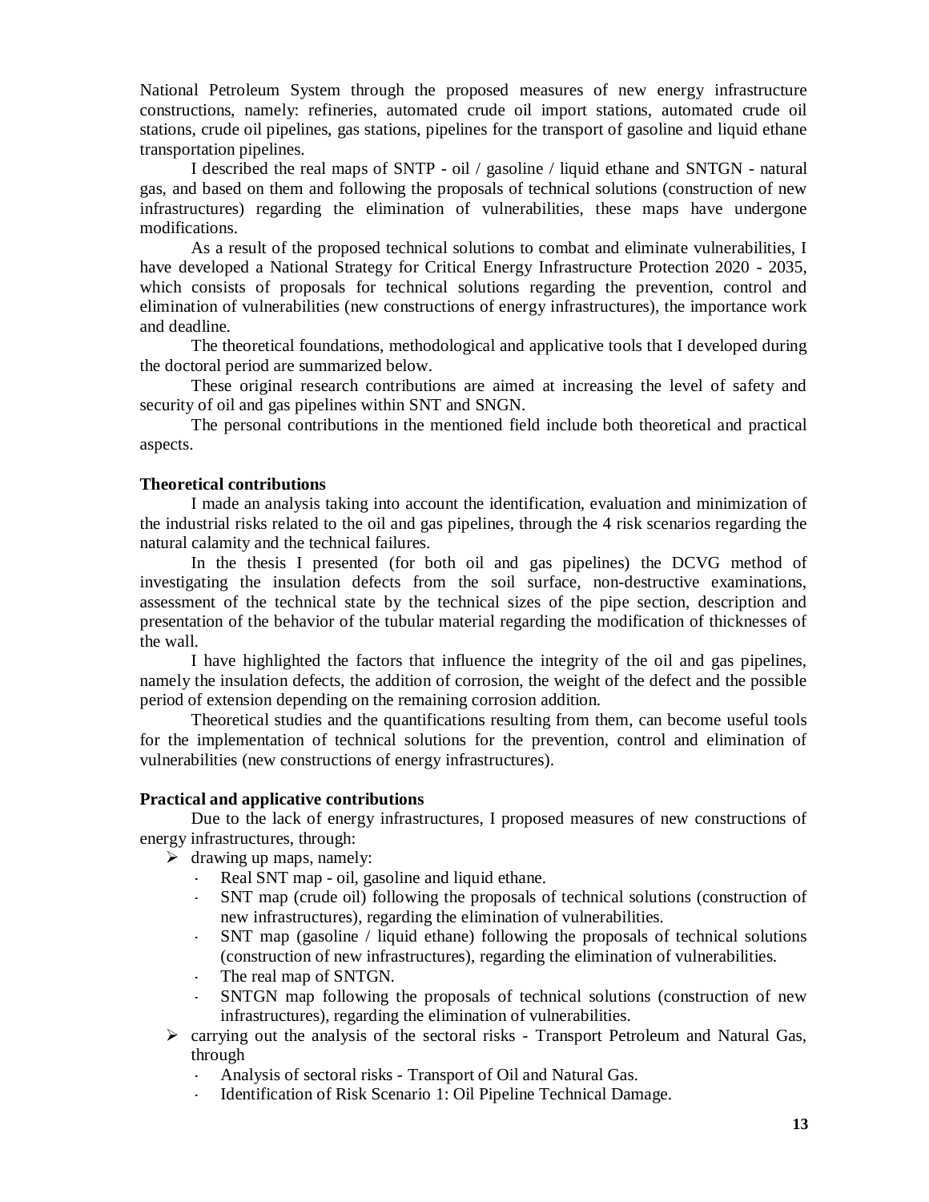National Petroleum System through the proposed measures of new energy infrastructure constructions, namely: refineries, automated crude oil import stations, automated crude oil stations, crude oil pipelines, gas stations, pipelines for the transport of gasoline and liquid ethane transportation pipelines.

I described the real maps of SNTP - oil / gasoline / liquid ethane and SNTGN - natural gas, and based on them and following the proposals of technical solutions (construction of new infrastructures) regarding the elimination of vulnerabilities, these maps have undergone modifications.

As a result of the proposed technical solutions to combat and eliminate vulnerabilities, I have developed a National Strategy for Critical Energy Infrastructure Protection 2020 - 2035, which consists of proposals for technical solutions regarding the prevention, control and elimination of vulnerabilities (new constructions of energy infrastructures), the importance work and deadline.

The theoretical foundations, methodological and applicative tools that I developed during the doctoral period are summarized below.

These original research contributions are aimed at increasing the level of safety and security of oil and gas pipelines within SNT and SNGN.

The personal contributions in the mentioned field include both theoretical and practical aspects.

**Theoretical contributions**

I made an analysis taking into account the identification, evaluation and minimization of the industrial risks related to the oil and gas pipelines, through the 4 risk scenarios regarding the natural calamity and the technical failures.

In the thesis I presented (for both oil and gas pipelines) the DCVG method of investigating the insulation defects from the soil surface, non-destructive examinations, assessment of the technical state by the technical sizes of the pipe section, description and presentation of the behavior of the tubular material regarding the modification of thicknesses of the wall.

I have highlighted the factors that influence the integrity of the oil and gas pipelines, namely the insulation defects, the addition of corrosion, the weight of the defect and the possible period of extension depending on the remaining corrosion addition.

Theoretical studies and the quantifications resulting from them, can become useful tools for the implementation of technical solutions for the prevention, control and elimination of vulnerabilities (new constructions of energy infrastructures).

**Practical and applicative contributions**

Due to the lack of energy infrastructures, I proposed measures of new constructions of energy infrastructures, through:

- drawing up maps, namely:
  - Real SNT map - oil, gasoline and liquid ethane.
  - SNT map (crude oil) following the proposals of technical solutions (construction of new infrastructures), regarding the elimination of vulnerabilities.
  - SNT map (gasoline / liquid ethane) following the proposals of technical solutions (construction of new infrastructures), regarding the elimination of vulnerabilities.
  - The real map of SNTGN.
  - SNTGN map following the proposals of technical solutions (construction of new infrastructures), regarding the elimination of vulnerabilities.
- carrying out the analysis of the sectoral risks - Transport Petroleum and Natural Gas, through
  - Analysis of sectoral risks - Transport of Oil and Natural Gas.
  - Identification of Risk Scenario 1: Oil Pipeline Technical Damage.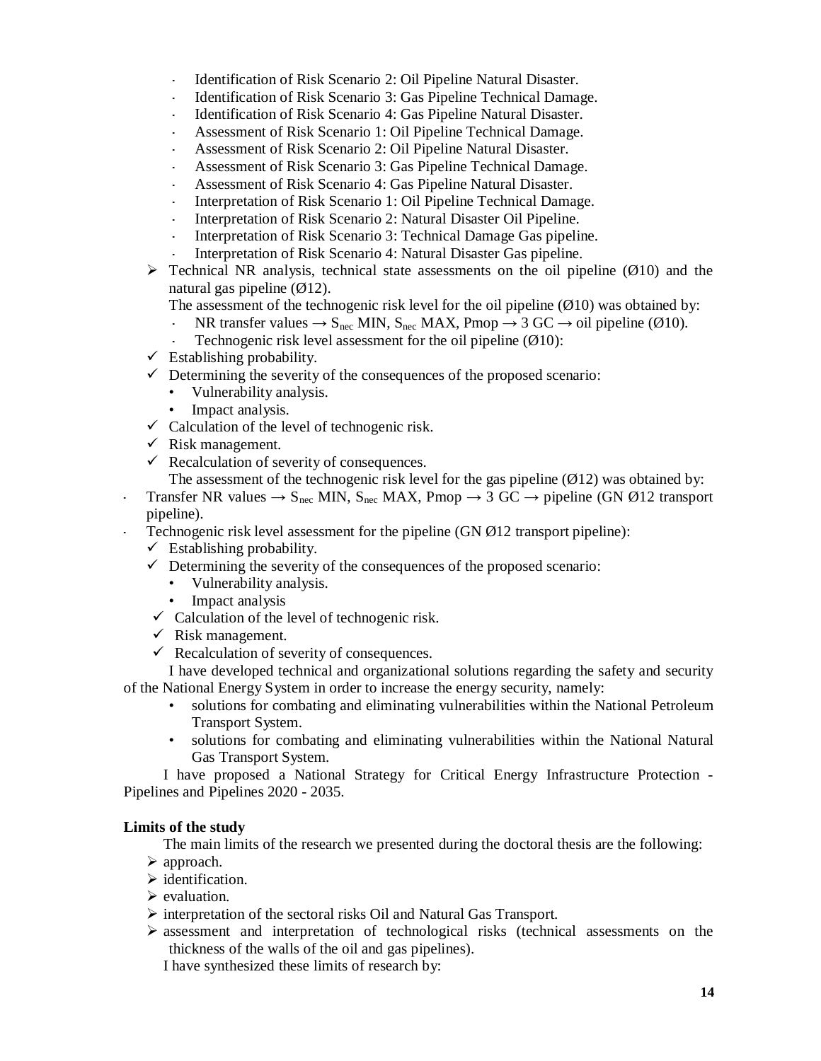- Identification of Risk Scenario 2: Oil Pipeline Natural Disaster.
- Identification of Risk Scenario 3: Gas Pipeline Technical Damage.
- Identification of Risk Scenario 4: Gas Pipeline Natural Disaster.
- Assessment of Risk Scenario 1: Oil Pipeline Technical Damage.
- Assessment of Risk Scenario 2: Oil Pipeline Natural Disaster.
- Assessment of Risk Scenario 3: Gas Pipeline Technical Damage.
- Assessment of Risk Scenario 4: Gas Pipeline Natural Disaster.
- Interpretation of Risk Scenario 1: Oil Pipeline Technical Damage.
- Interpretation of Risk Scenario 2: Natural Disaster Oil Pipeline.
- Interpretation of Risk Scenario 3: Technical Damage Gas pipeline.
- Interpretation of Risk Scenario 4: Natural Disaster Gas pipeline.

➢ Technical NR analysis, technical state assessments on the oil pipeline (Ø10) and the natural gas pipeline (Ø12).

The assessment of the technogenic risk level for the oil pipeline (Ø10) was obtained by:

- NR transfer values → $S_{nec}$ MIN, $S_{nec}$ MAX, Pmop → 3 GC → oil pipeline (Ø10).
- Technogenic risk level assessment for the oil pipeline (Ø10):

✓ Establishing probability.

✓ Determining the severity of the consequences of the proposed scenario:
  - Vulnerability analysis.
  - Impact analysis.

✓ Calculation of the level of technogenic risk.

✓ Risk management.

✓ Recalculation of severity of consequences.

The assessment of the technogenic risk level for the gas pipeline (Ø12) was obtained by:

- Transfer NR values → $S_{nec}$ MIN, $S_{nec}$ MAX, Pmop → 3 GC → pipeline (GN Ø12 transport pipeline).
- Technogenic risk level assessment for the pipeline (GN Ø12 transport pipeline):

✓ Establishing probability.

✓ Determining the severity of the consequences of the proposed scenario:
  - Vulnerability analysis.
  - Impact analysis

✓ Calculation of the level of technogenic risk.

✓ Risk management.

✓ Recalculation of severity of consequences.

I have developed technical and organizational solutions regarding the safety and security of the National Energy System in order to increase the energy security, namely:

- solutions for combating and eliminating vulnerabilities within the National Petroleum Transport System.
- solutions for combating and eliminating vulnerabilities within the National Natural Gas Transport System.

I have proposed a National Strategy for Critical Energy Infrastructure Protection - Pipelines and Pipelines 2020 - 2035.

**Limits of the study**

The main limits of the research we presented during the doctoral thesis are the following:

➢ approach.

➢ identification.

➢ evaluation.

➢ interpretation of the sectoral risks Oil and Natural Gas Transport.

➢ assessment and interpretation of technological risks (technical assessments on the thickness of the walls of the oil and gas pipelines).

I have synthesized these limits of research by: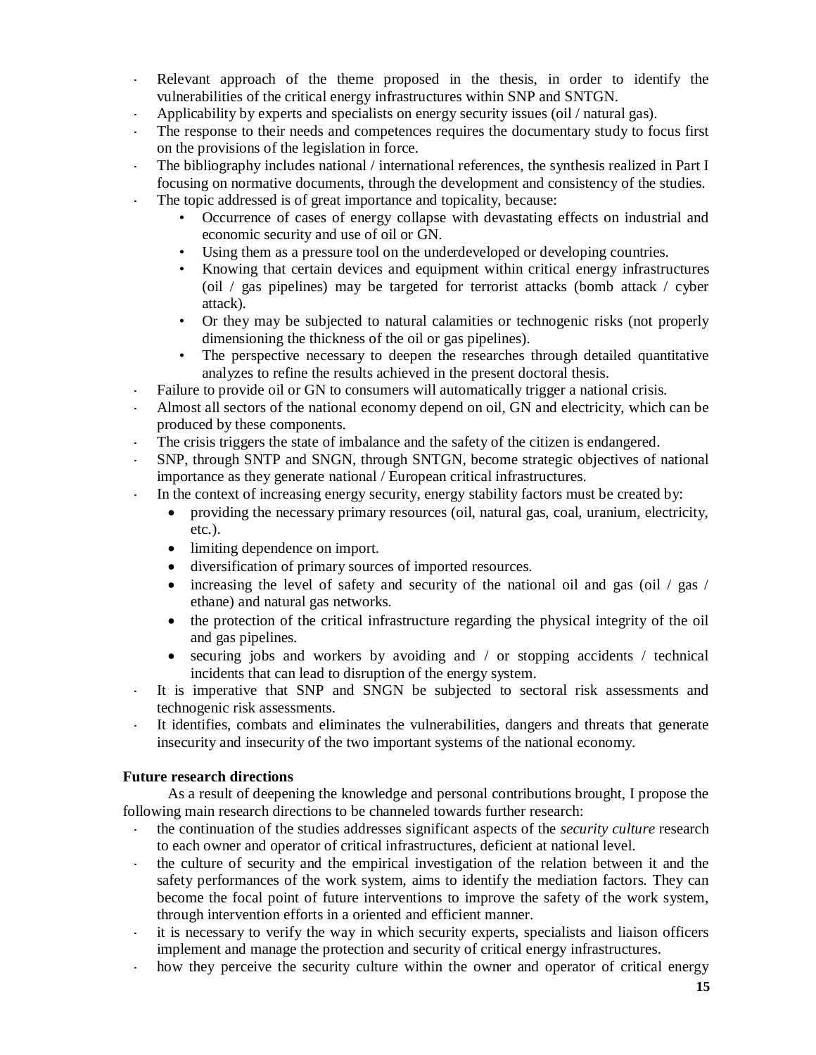- Relevant approach of the theme proposed in the thesis, in order to identify the vulnerabilities of the critical energy infrastructures within SNP and SNTGN.
- Applicability by experts and specialists on energy security issues (oil / natural gas).
- The response to their needs and competences requires the documentary study to focus first on the provisions of the legislation in force.
- The bibliography includes national / international references, the synthesis realized in Part I focusing on normative documents, through the development and consistency of the studies.
- The topic addressed is of great importance and topicality, because:
    - Occurrence of cases of energy collapse with devastating effects on industrial and economic security and use of oil or GN.
    - Using them as a pressure tool on the underdeveloped or developing countries.
    - Knowing that certain devices and equipment within critical energy infrastructures (oil / gas pipelines) may be targeted for terrorist attacks (bomb attack / cyber attack).
    - Or they may be subjected to natural calamities or technogenic risks (not properly dimensioning the thickness of the oil or gas pipelines).
    - The perspective necessary to deepen the researches through detailed quantitative analyzes to refine the results achieved in the present doctoral thesis.
- Failure to provide oil or GN to consumers will automatically trigger a national crisis.
- Almost all sectors of the national economy depend on oil, GN and electricity, which can be produced by these components.
- The crisis triggers the state of imbalance and the safety of the citizen is endangered.
- SNP, through SNTP and SNGN, through SNTGN, become strategic objectives of national importance as they generate national / European critical infrastructures.
- In the context of increasing energy security, energy stability factors must be created by:
    - providing the necessary primary resources (oil, natural gas, coal, uranium, electricity, etc.).
    - limiting dependence on import.
    - diversification of primary sources of imported resources.
    - increasing the level of safety and security of the national oil and gas (oil / gas / ethane) and natural gas networks.
    - the protection of the critical infrastructure regarding the physical integrity of the oil and gas pipelines.
    - securing jobs and workers by avoiding and / or stopping accidents / technical incidents that can lead to disruption of the energy system.
- It is imperative that SNP and SNGN be subjected to sectoral risk assessments and technogenic risk assessments.
- It identifies, combats and eliminates the vulnerabilities, dangers and threats that generate insecurity and insecurity of the two important systems of the national economy.

**Future research directions**

As a result of deepening the knowledge and personal contributions brought, I propose the following main research directions to be channeled towards further research:

- the continuation of the studies addresses significant aspects of the *security culture* research to each owner and operator of critical infrastructures, deficient at national level.
- the culture of security and the empirical investigation of the relation between it and the safety performances of the work system, aims to identify the mediation factors. They can become the focal point of future interventions to improve the safety of the work system, through intervention efforts in a oriented and efficient manner.
- it is necessary to verify the way in which security experts, specialists and liaison officers implement and manage the protection and security of critical energy infrastructures.
- how they perceive the security culture within the owner and operator of critical energy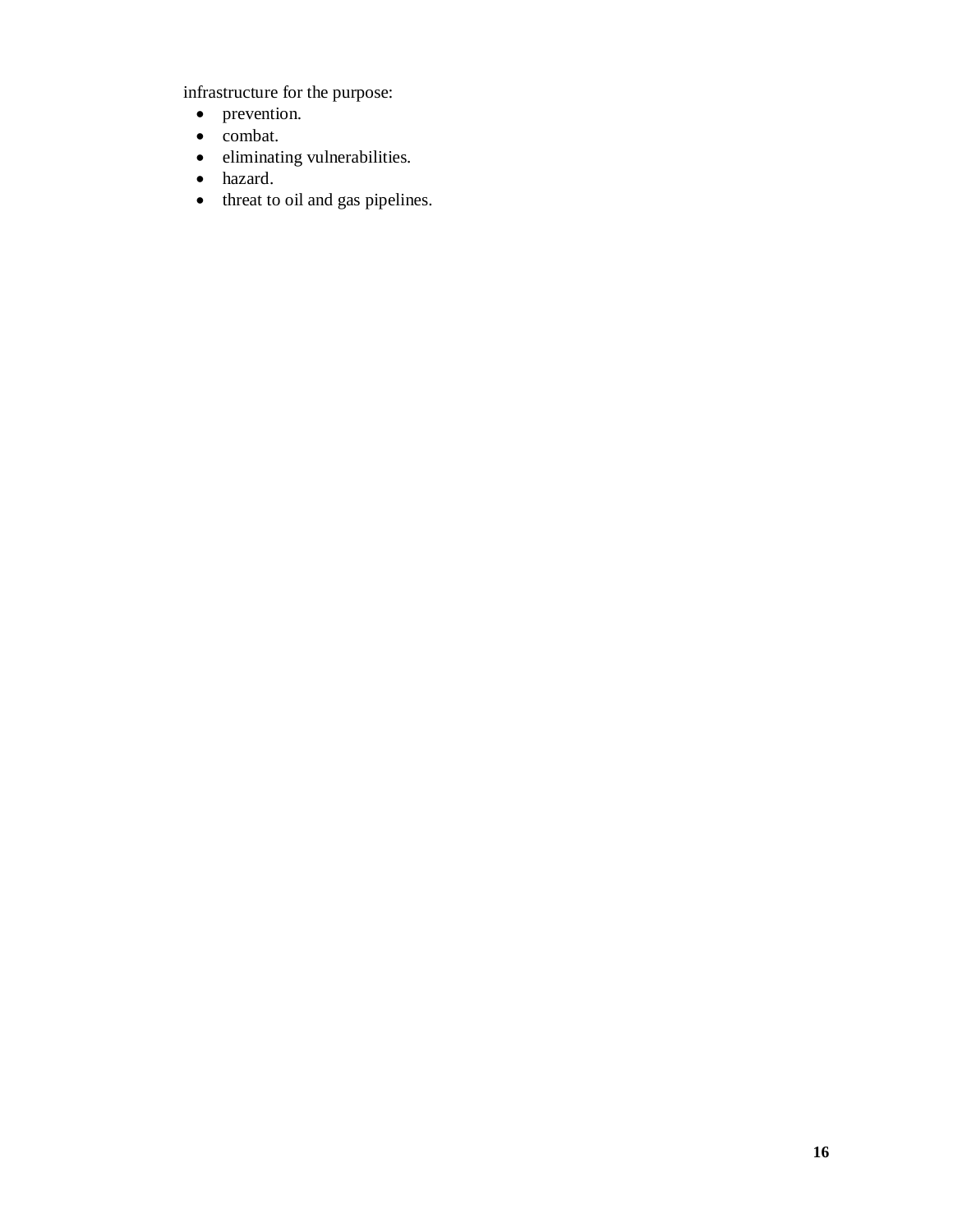infrastructure for the purpose:

- prevention.
- combat.
- eliminating vulnerabilities.
- hazard.
- threat to oil and gas pipelines.